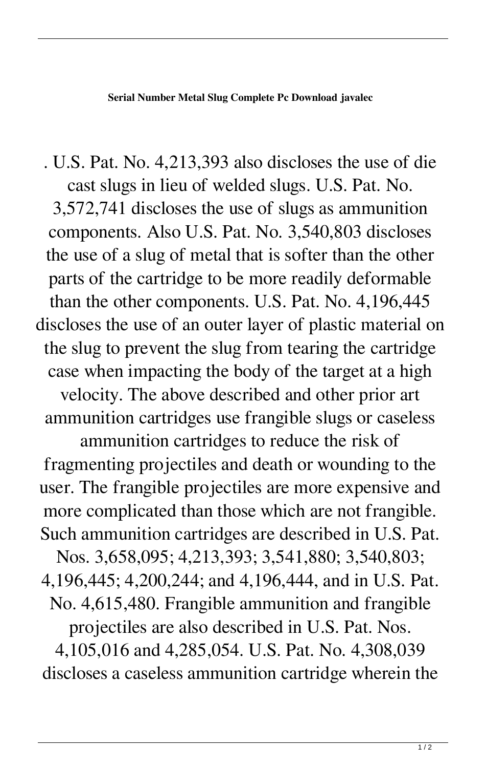**Serial Number Metal Slug Complete Pc Download javalec**

. U.S. Pat. No. 4,213,393 also discloses the use of die cast slugs in lieu of welded slugs. U.S. Pat. No. 3,572,741 discloses the use of slugs as ammunition components. Also U.S. Pat. No. 3,540,803 discloses the use of a slug of metal that is softer than the other parts of the cartridge to be more readily deformable than the other components. U.S. Pat. No. 4,196,445 discloses the use of an outer layer of plastic material on the slug to prevent the slug from tearing the cartridge case when impacting the body of the target at a high velocity. The above described and other prior art ammunition cartridges use frangible slugs or caseless ammunition cartridges to reduce the risk of fragmenting projectiles and death or wounding to the user. The frangible projectiles are more expensive and more complicated than those which are not frangible. Such ammunition cartridges are described in U.S. Pat. Nos. 3,658,095; 4,213,393; 3,541,880; 3,540,803; 4,196,445; 4,200,244; and 4,196,444, and in U.S. Pat. No. 4,615,480. Frangible ammunition and frangible projectiles are also described in U.S. Pat. Nos. 4,105,016 and 4,285,054. U.S. Pat. No. 4,308,039 discloses a caseless ammunition cartridge wherein the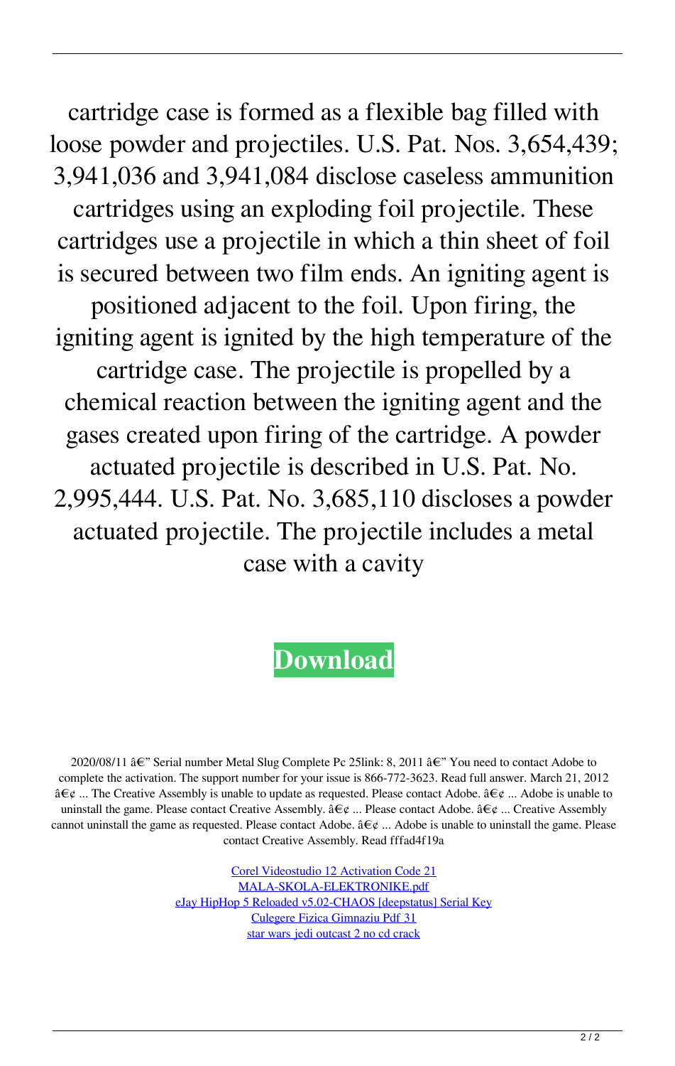cartridge case is formed as a flexible bag filled with loose powder and projectiles. U.S. Pat. Nos. 3,654,439; 3,941,036 and 3,941,084 disclose caseless ammunition cartridges using an exploding foil projectile. These cartridges use a projectile in which a thin sheet of foil is secured between two film ends. An igniting agent is positioned adjacent to the foil. Upon firing, the igniting agent is ignited by the high temperature of the cartridge case. The projectile is propelled by a chemical reaction between the igniting agent and the gases created upon firing of the cartridge. A powder actuated projectile is described in U.S. Pat. No. 2,995,444. U.S. Pat. No. 3,685,110 discloses a powder actuated projectile. The projectile includes a metal case with a cavity

**Download**

2020/08/11 â€" Serial number Metal Slug Complete Pc 25link: 8, 2011 â€" You need to contact Adobe to complete the activation. The support number for your issue is 866-772-3623. Read full answer. March 21, 2012 â€¢ ... The Creative Assembly is unable to update as requested. Please contact Adobe. â€¢ ... Adobe is unable to uninstall the game. Please contact Creative Assembly. â€¢ ... Please contact Adobe. â€¢ ... Creative Assembly cannot uninstall the game as requested. Please contact Adobe. â€¢ ... Adobe is unable to uninstall the game. Please contact Creative Assembly. Read fffad4f19a

Corel Videostudio 12 Activation Code 21
MALA-SKOLA-ELEKTRONIKE.pdf
eJay HipHop 5 Reloaded v5.02-CHAOS [deepstatus] Serial Key
Culegere Fizica Gimnaziu Pdf 31
star wars jedi outcast 2 no cd crack